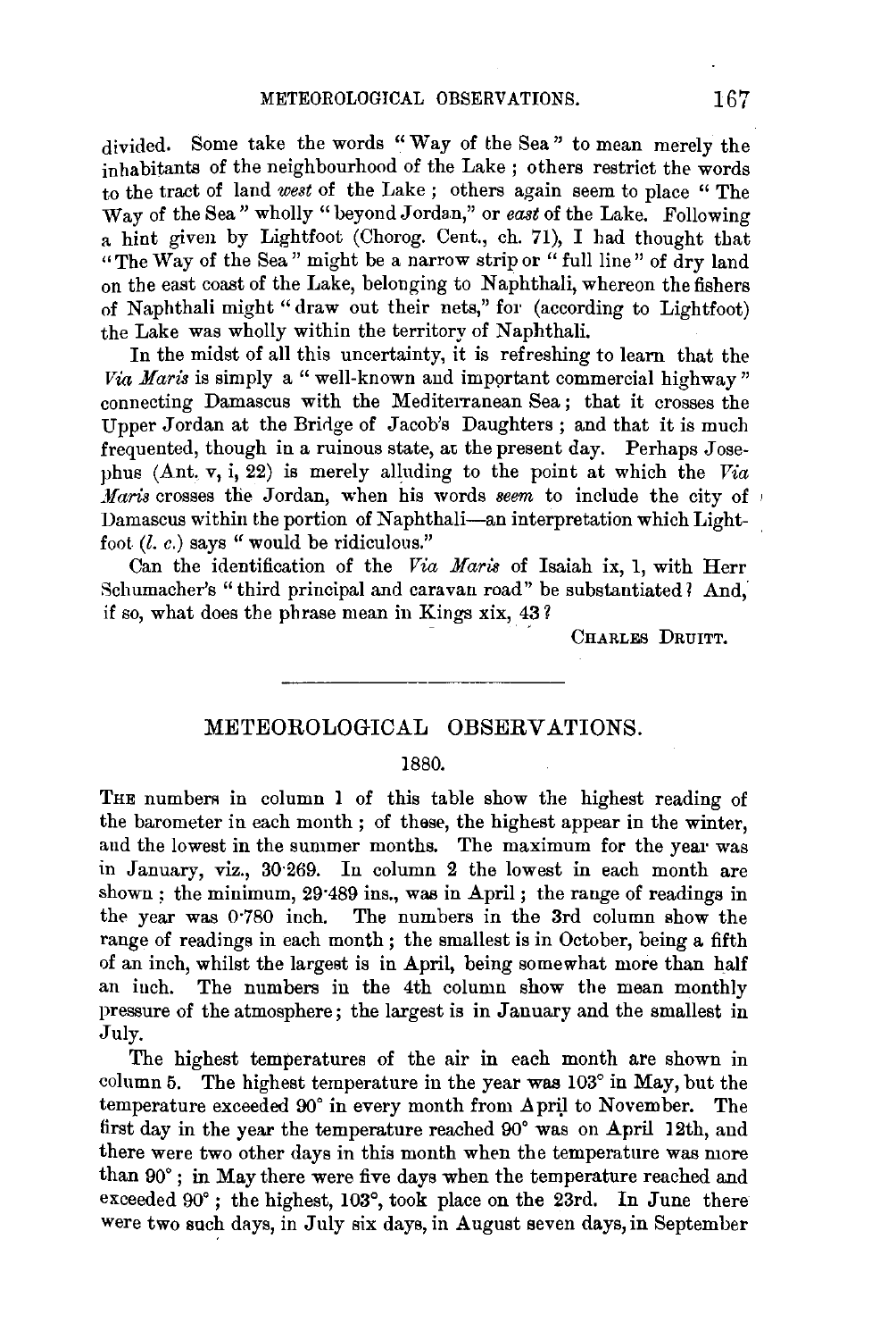divided. Some take the words "Way of the Sea" to mean merely the inhabitants of the neighbourhood of the Lake; others restrict the words to the tract of land *west* of the Lake; others again seem to place "The Way of the Sea" wholly "beyond Jordan," or *east* of the Lake. Following a hint given by Lightfoot (Chorog. Cent., ch. 71), I had thought that "The Way of the Sea" might be a narrow strip or "full line" of dry land on the east coast of the Lake, belonging to Naphthali, whereon the fishers of Naphthali might "draw out their nets," for (according to Lightfoot) the Lake was wholly within the territory of Naphthali.

In the midst of all this uncertainty, it is refreshing to learn that the *Via Maris* is simply a "well-known and important commercial highway" connecting Damascus with the Mediterranean Sea; that it crosses the Upper Jordan at the Bridge of Jacob's Daughters; and that it is much frequented, though in a ruinous state, at the present day. Perhaps Josephus (Ant. v, i, 22) is merely alluding to the point at which the *Via Maris* crosses the Jordan, when his words *seem* to include the city of Damascus within the portion of Naphthali—an interpretation which Lightfoot (*l. c.*) says "would be ridiculous."

Can the identification of the *Via Maris* of Isaiah ix, 1, with Herr Schumacher's "third principal and caravan road" be substantiated? And, if so, what does the phrase mean in Kings xix, 43?

CHARLES DRUITT.

---

## METEOROLOGICAL OBSERVATIONS.

### 1880.

THE numbers in column 1 of this table show the highest reading of the barometer in each month; of these, the highest appear in the winter, and the lowest in the summer months. The maximum for the year was in January, viz., 30·269. In column 2 the lowest in each month are shown; the minimum, 29·489 ins., was in April; the range of readings in the year was 0·780 inch. The numbers in the 3rd column show the range of readings in each month; the smallest is in October, being a fifth of an inch, whilst the largest is in April, being somewhat more than half an inch. The numbers in the 4th column show the mean monthly pressure of the atmosphere; the largest is in January and the smallest in July.

The highest temperatures of the air in each month are shown in column 5. The highest temperature in the year was 103° in May, but the temperature exceeded 90° in every month from April to November. The first day in the year the temperature reached 90° was on April 12th, and there were two other days in this month when the temperature was more than 90°; in May there were five days when the temperature reached and exceeded 90°; the highest, 103°, took place on the 23rd. In June there were two such days, in July six days, in August seven days, in September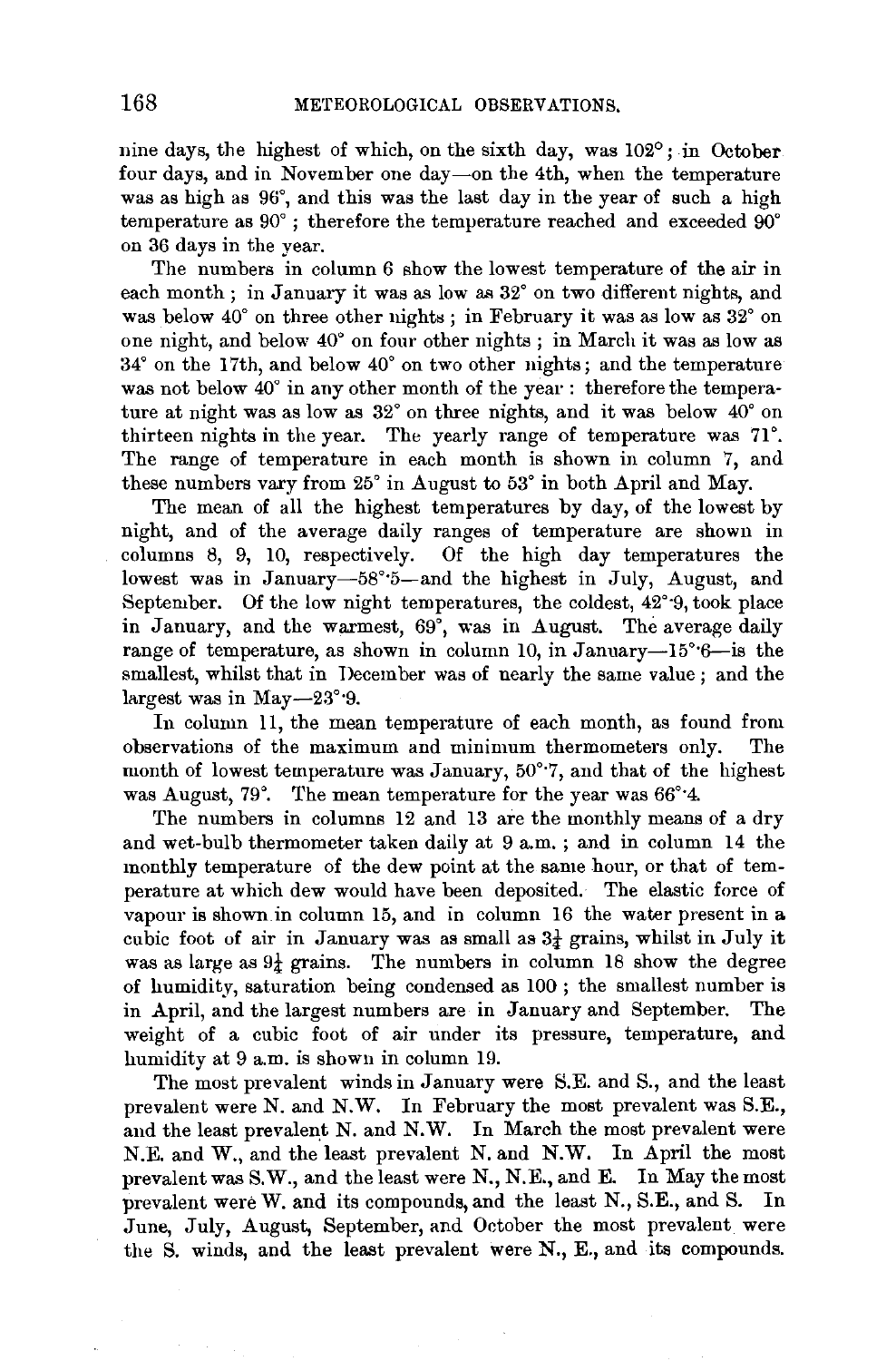nine days, the highest of which, on the sixth day, was 102°; in October four days, and in November one day—on the 4th, when the temperature was as high as 96°, and this was the last day in the year of such a high temperature as 90°; therefore the temperature reached and exceeded 90° on 36 days in the year.

The numbers in column 6 show the lowest temperature of the air in each month; in January it was as low as 32° on two different nights, and was below 40° on three other nights; in February it was as low as 32° on one night, and below 40° on four other nights; in March it was as low as 34° on the 17th, and below 40° on two other nights; and the temperature was not below 40° in any other month of the year: therefore the temperature at night was as low as 32° on three nights, and it was below 40° on thirteen nights in the year. The yearly range of temperature was 71°. The range of temperature in each month is shown in column 7, and these numbers vary from 25° in August to 53° in both April and May.

The mean of all the highest temperatures by day, of the lowest by night, and of the average daily ranges of temperature are shown in columns 8, 9, 10, respectively. Of the high day temperatures the lowest was in January—58°·5—and the highest in July, August, and September. Of the low night temperatures, the coldest, 42°·9, took place in January, and the warmest, 69°, was in August. The average daily range of temperature, as shown in column 10, in January—15°·6—is the smallest, whilst that in December was of nearly the same value; and the largest was in May—23°·9.

In column 11, the mean temperature of each month, as found from observations of the maximum and minimum thermometers only. The month of lowest temperature was January, 50°·7, and that of the highest was August, 79°. The mean temperature for the year was 66°·4.

The numbers in columns 12 and 13 are the monthly means of a dry and wet-bulb thermometer taken daily at 9 a.m.; and in column 14 the monthly temperature of the dew point at the same hour, or that of temperature at which dew would have been deposited. The elastic force of vapour is shown in column 15, and in column 16 the water present in a cubic foot of air in January was as small as 3¼ grains, whilst in July it was as large as 9¼ grains. The numbers in column 18 show the degree of humidity, saturation being condensed as 100; the smallest number is in April, and the largest numbers are in January and September. The weight of a cubic foot of air under its pressure, temperature, and humidity at 9 a.m. is shown in column 19.

The most prevalent winds in January were S.E. and S., and the least prevalent were N. and N.W. In February the most prevalent was S.E., and the least prevalent N. and N.W. In March the most prevalent were N.E. and W., and the least prevalent N. and N.W. In April the most prevalent was S.W., and the least were N., N.E., and E. In May the most prevalent were W. and its compounds, and the least N., S.E., and S. In June, July, August, September, and October the most prevalent were the S. winds, and the least prevalent were N., E., and its compounds.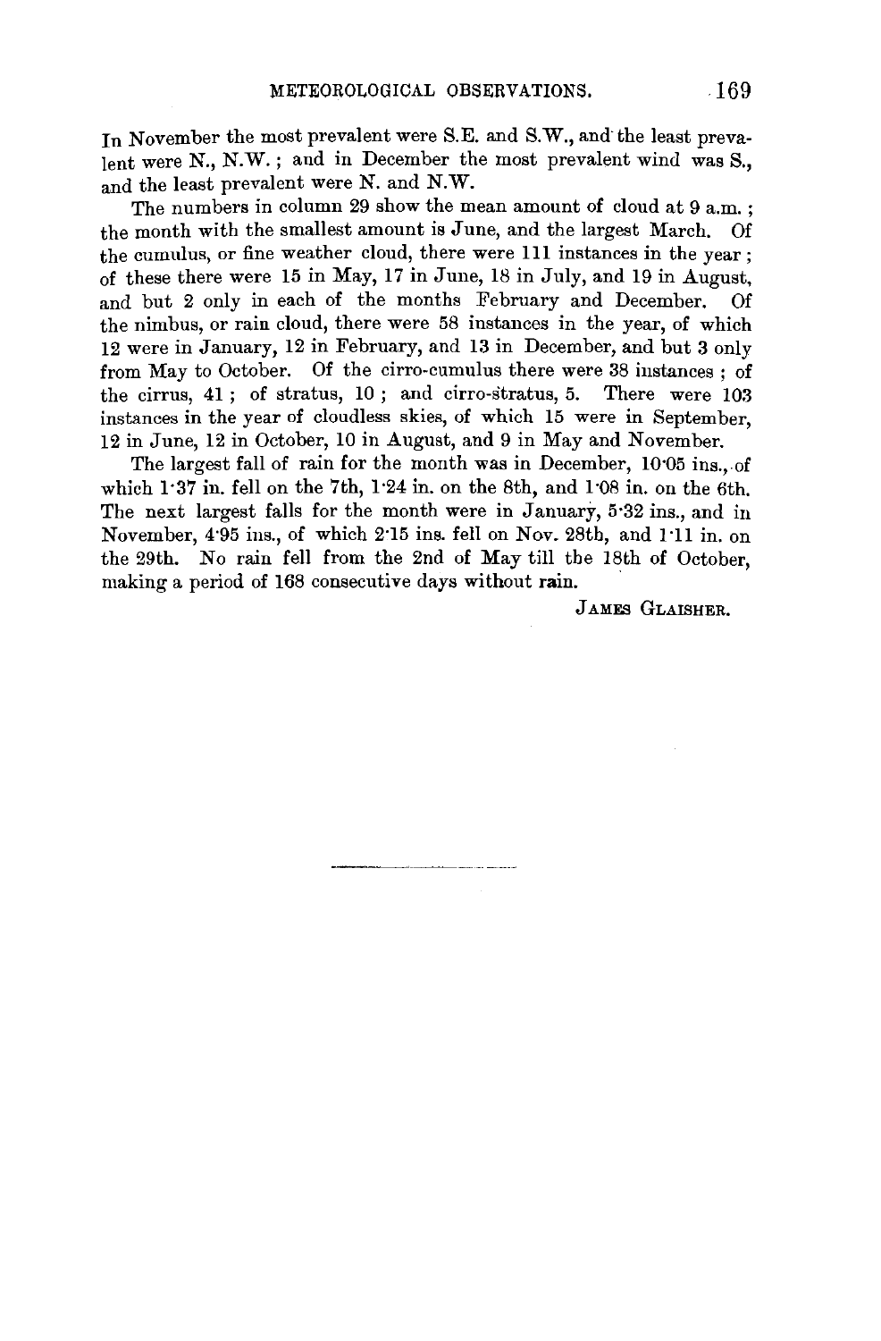In November the most prevalent were S.E. and S.W., and the least prevalent were N., N.W.; and in December the most prevalent wind was S., and the least prevalent were N. and N.W.

The numbers in column 29 show the mean amount of cloud at 9 a.m.; the month with the smallest amount is June, and the largest March. Of the cumulus, or fine weather cloud, there were 111 instances in the year; of these there were 15 in May, 17 in June, 18 in July, and 19 in August, and but 2 only in each of the months February and December. Of the nimbus, or rain cloud, there were 58 instances in the year, of which 12 were in January, 12 in February, and 13 in December, and but 3 only from May to October. Of the cirro-cumulus there were 38 instances; of the cirrus, 41; of stratus, 10; and cirro-stratus, 5. There were 103 instances in the year of cloudless skies, of which 15 were in September, 12 in June, 12 in October, 10 in August, and 9 in May and November.

The largest fall of rain for the month was in December, 10·05 ins., of which 1·37 in. fell on the 7th, 1·24 in. on the 8th, and 1·08 in. on the 6th. The next largest falls for the month were in January, 5·32 ins., and in November, 4·95 ins., of which 2·15 ins. fell on Nov. 28th, and 1·11 in. on the 29th. No rain fell from the 2nd of May till the 18th of October, making a period of 168 consecutive days without rain.

JAMES GLAISHER.